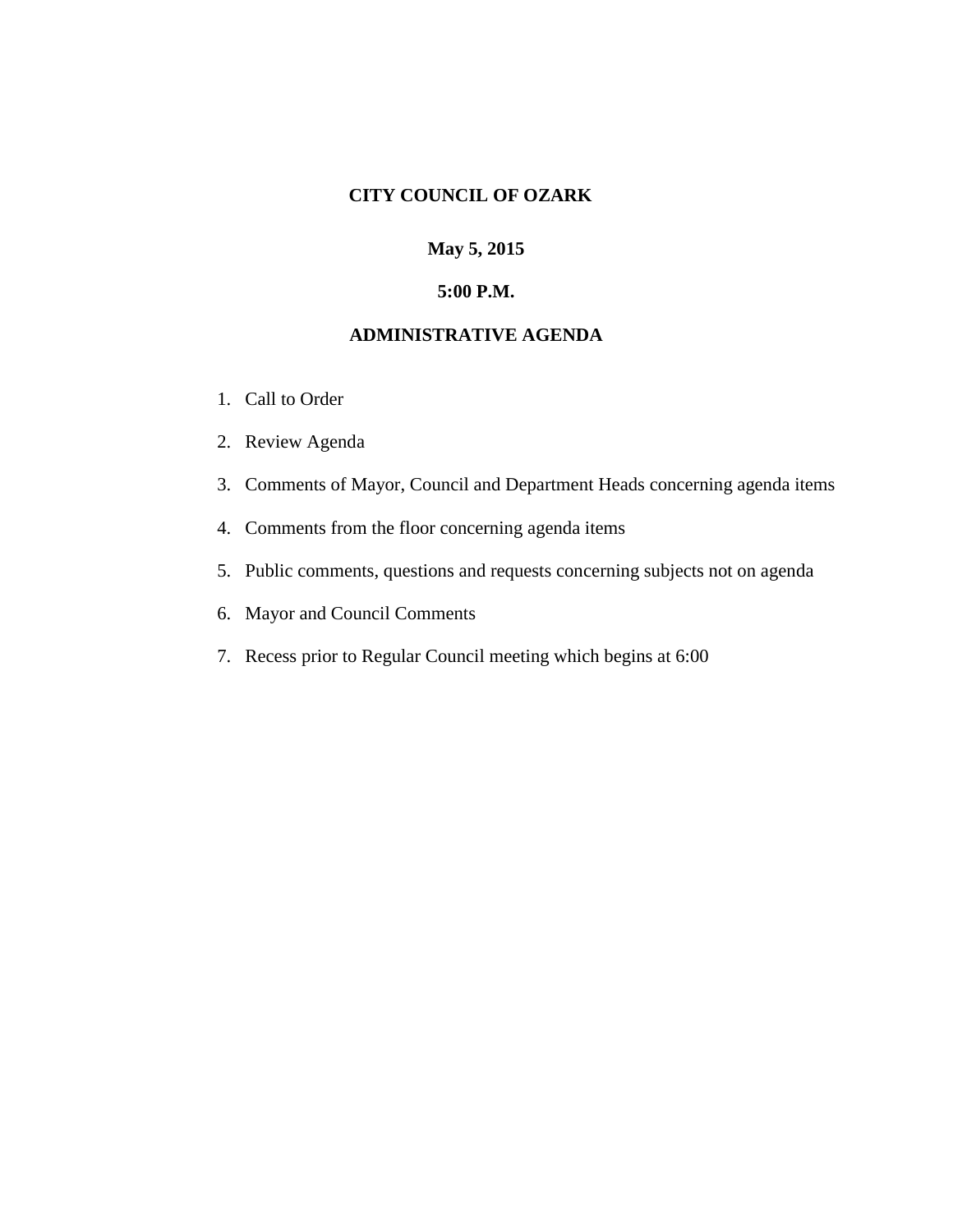**CITY COUNCIL OF OZARK**

**May 5, 2015**

**5:00 P.M.**

**ADMINISTRATIVE AGENDA**

1. Call to Order
2. Review Agenda
3. Comments of Mayor, Council and Department Heads concerning agenda items
4. Comments from the floor concerning agenda items
5. Public comments, questions and requests concerning subjects not on agenda
6. Mayor and Council Comments
7. Recess prior to Regular Council meeting which begins at 6:00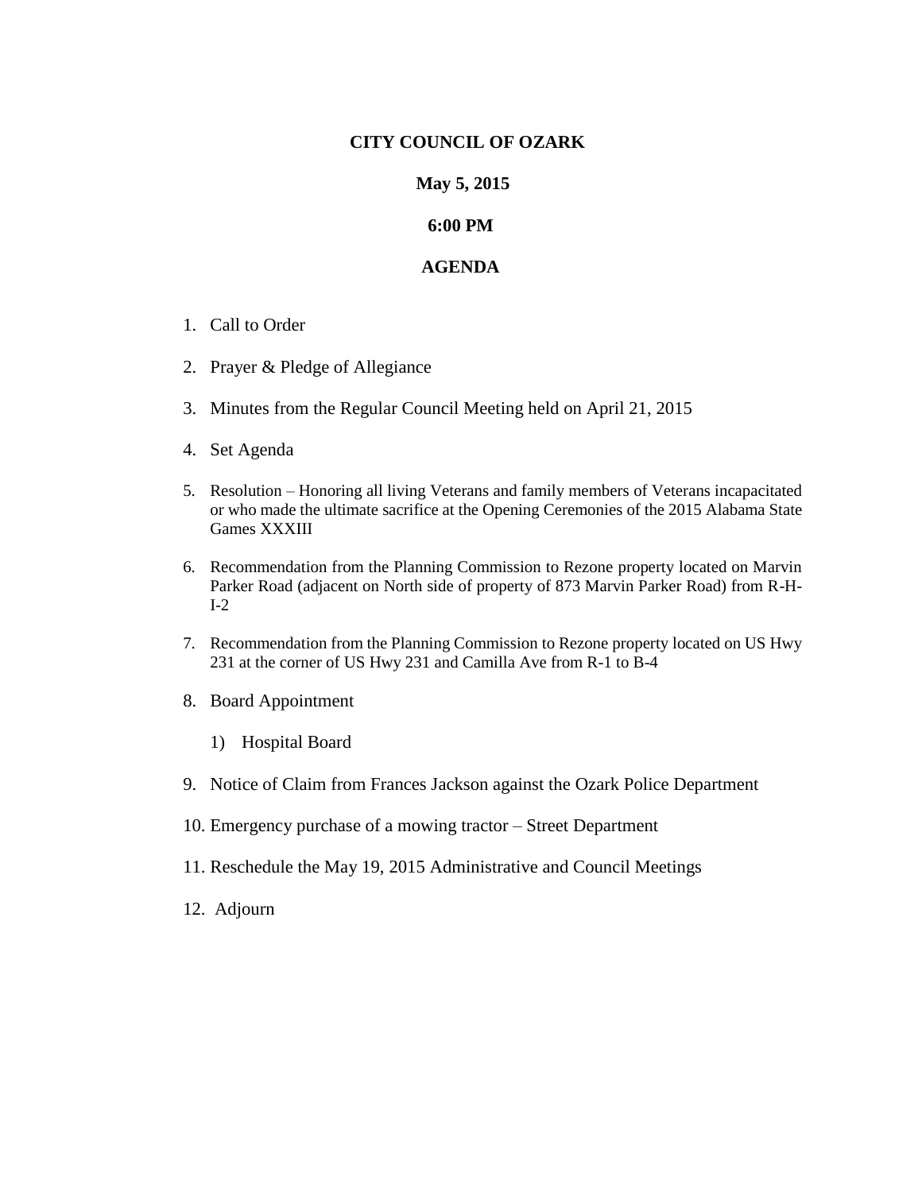**CITY COUNCIL OF OZARK**

**May 5, 2015**

**6:00 PM**

**AGENDA**

1. Call to Order
2. Prayer & Pledge of Allegiance
3. Minutes from the Regular Council Meeting held on April 21, 2015
4. Set Agenda
5. Resolution – Honoring all living Veterans and family members of Veterans incapacitated or who made the ultimate sacrifice at the Opening Ceremonies of the 2015 Alabama State Games XXXIII
6. Recommendation from the Planning Commission to Rezone property located on Marvin Parker Road (adjacent on North side of property of 873 Marvin Parker Road) from R-H-I-2
7. Recommendation from the Planning Commission to Rezone property located on US Hwy 231 at the corner of US Hwy 231 and Camilla Ave from R-1 to B-4
8. Board Appointment
   1) Hospital Board
9. Notice of Claim from Frances Jackson against the Ozark Police Department
10. Emergency purchase of a mowing tractor – Street Department
11. Reschedule the May 19, 2015 Administrative and Council Meetings
12. Adjourn